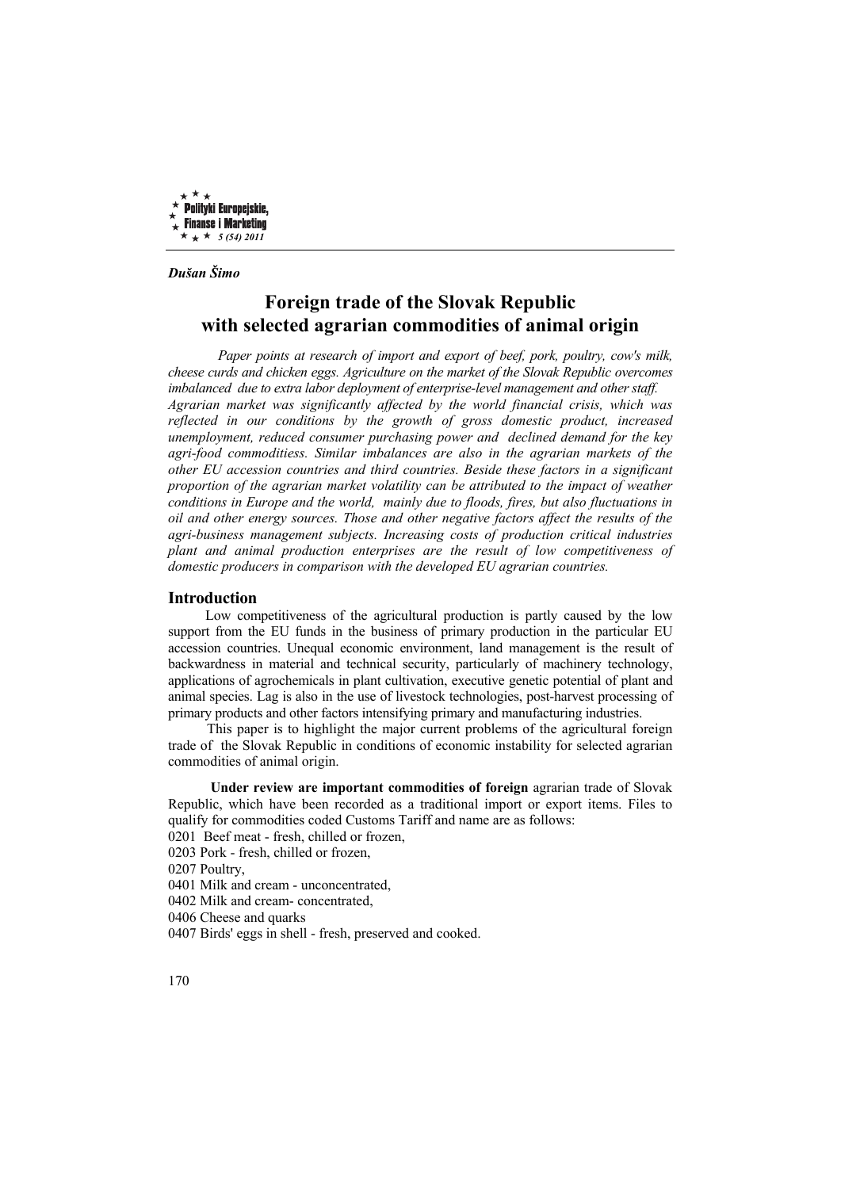*Dušan Šimo*

# Foreign trade of the Slovak Republic with selected agrarian commodities of animal origin

*Paper points at research of import and export of beef, pork, poultry, cow's milk, cheese curds and chicken eggs. Agriculture on the market of the Slovak Republic overcomes imbalanced due to extra labor deployment of enterprise-level management and other staff. Agrarian market was significantly affected by the world financial crisis, which was reflected in our conditions by the growth of gross domestic product, increased unemployment, reduced consumer purchasing power and declined demand for the key agri-food commoditiess. Similar imbalances are also in the agrarian markets of the other EU accession countries and third countries. Beside these factors in a significant proportion of the agrarian market volatility can be attributed to the impact of weather conditions in Europe and the world, mainly due to floods, fires, but also fluctuations in oil and other energy sources. Those and other negative factors affect the results of the agri-business management subjects. Increasing costs of production critical industries plant and animal production enterprises are the result of low competitiveness of domestic producers in comparison with the developed EU agrarian countries.*

## Introduction

Low competitiveness of the agricultural production is partly caused by the low support from the EU funds in the business of primary production in the particular EU accession countries. Unequal economic environment, land management is the result of backwardness in material and technical security, particularly of machinery technology, applications of agrochemicals in plant cultivation, executive genetic potential of plant and animal species. Lag is also in the use of livestock technologies, post-harvest processing of primary products and other factors intensifying primary and manufacturing industries.

This paper is to highlight the major current problems of the agricultural foreign trade of the Slovak Republic in conditions of economic instability for selected agrarian commodities of animal origin.

**Under review are important commodities of foreign** agrarian trade of Slovak Republic, which have been recorded as a traditional import or export items. Files to qualify for commodities coded Customs Tariff and name are as follows:

0201 Beef meat - fresh, chilled or frozen,
0203 Pork - fresh, chilled or frozen,
0207 Poultry,
0401 Milk and cream - unconcentrated,
0402 Milk and cream- concentrated,
0406 Cheese and quarks
0407 Birds' eggs in shell - fresh, preserved and cooked.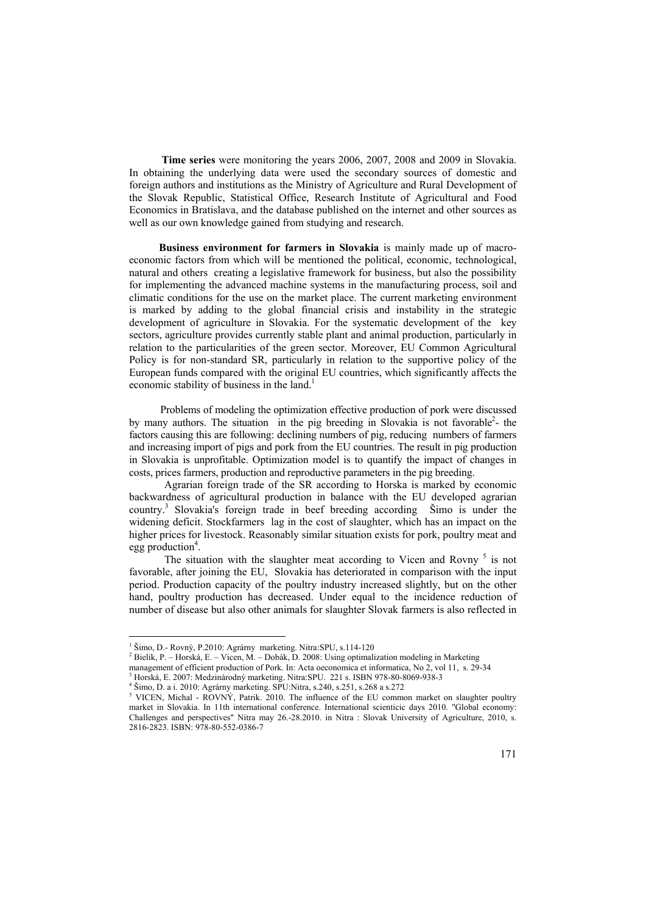**Time series** were monitoring the years 2006, 2007, 2008 and 2009 in Slovakia. In obtaining the underlying data were used the secondary sources of domestic and foreign authors and institutions as the Ministry of Agriculture and Rural Development of the Slovak Republic, Statistical Office, Research Institute of Agricultural and Food Economics in Bratislava, and the database published on the internet and other sources as well as our own knowledge gained from studying and research.

**Business environment for farmers in Slovakia** is mainly made up of macro-economic factors from which will be mentioned the political, economic, technological, natural and others creating a legislative framework for business, but also the possibility for implementing the advanced machine systems in the manufacturing process, soil and climatic conditions for the use on the market place. The current marketing environment is marked by adding to the global financial crisis and instability in the strategic development of agriculture in Slovakia. For the systematic development of the key sectors, agriculture provides currently stable plant and animal production, particularly in relation to the particularities of the green sector. Moreover, EU Common Agricultural Policy is for non-standard SR, particularly in relation to the supportive policy of the European funds compared with the original EU countries, which significantly affects the economic stability of business in the land.[1]

Problems of modeling the optimization effective production of pork were discussed by many authors. The situation in the pig breeding in Slovakia is not favorable[2]- the factors causing this are following: declining numbers of pig, reducing numbers of farmers and increasing import of pigs and pork from the EU countries. The result in pig production in Slovakia is unprofitable. Optimization model is to quantify the impact of changes in costs, prices farmers, production and reproductive parameters in the pig breeding.

Agrarian foreign trade of the SR according to Horska is marked by economic backwardness of agricultural production in balance with the EU developed agrarian country.[3] Slovakia's foreign trade in beef breeding according Šimo is under the widening deficit. Stockfarmers lag in the cost of slaughter, which has an impact on the higher prices for livestock. Reasonably similar situation exists for pork, poultry meat and egg production[4].

The situation with the slaughter meat according to Vicen and Rovny [5] is not favorable, after joining the EU, Slovakia has deteriorated in comparison with the input period. Production capacity of the poultry industry increased slightly, but on the other hand, poultry production has decreased. Under equal to the incidence reduction of number of disease but also other animals for slaughter Slovak farmers is also reflected in

---

[1] Šimo, D.- Rovný, P.2010: Agrárny marketing. Nitra:SPU, s.114-120

[2] Bielik, P. – Horská, E. – Vicen, M. – Dobák, D. 2008: Using optimalization modeling in Marketing management of efficient production of Pork. In: Acta oeconomica et informatica, No 2, vol 11, s. 29-34

[3] Horská, E. 2007: Medzinárodný marketing. Nitra:SPU. 221 s. ISBN 978-80-8069-938-3

[4] Šimo, D. a i. 2010: Agrárny marketing. SPU:Nitra, s.240, s.251, s.268 a s.272

[5] VICEN, Michal - ROVNÝ, Patrik. 2010. The influence of the EU common market on slaughter poultry market in Slovakia. In 11th international conference. International scienticic days 2010. "Global economy: Challenges and perspectives" Nitra may 26.-28.2010. in Nitra : Slovak University of Agriculture, 2010, s. 2816-2823. ISBN: 978-80-552-0386-7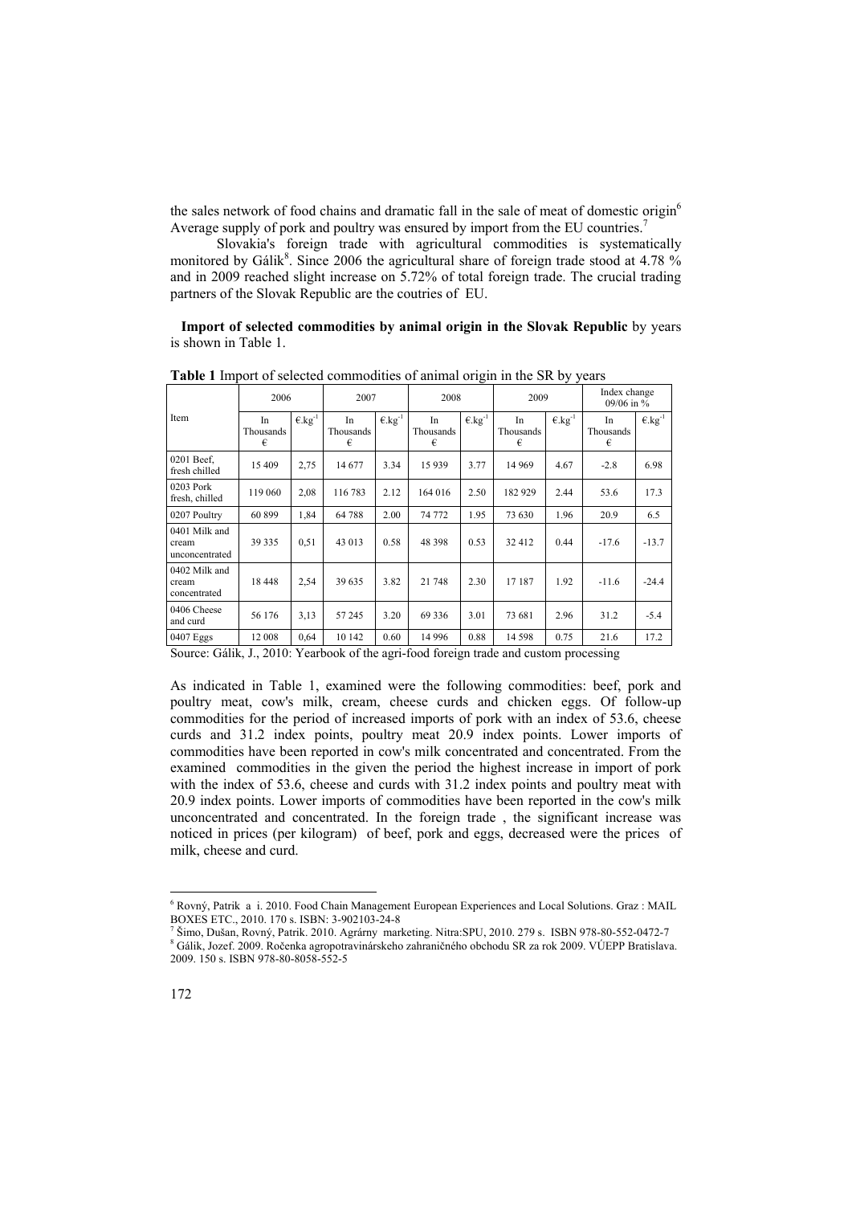the sales network of food chains and dramatic fall in the sale of meat of domestic origin[6] Average supply of pork and poultry was ensured by import from the EU countries.[7]

Slovakia's foreign trade with agricultural commodities is systematically monitored by Gálik[8]. Since 2006 the agricultural share of foreign trade stood at 4.78 % and in 2009 reached slight increase on 5.72% of total foreign trade. The crucial trading partners of the Slovak Republic are the coutries of EU.

**Import of selected commodities by animal origin in the Slovak Republic** by years is shown in Table 1.

**Table 1** Import of selected commodities of animal origin in the SR by years

| Item | 2006 | | 2007 | | 2008 | | 2009 | | Index change 09/06 in % | |
|---|---|---|---|---|---|---|---|---|---|---|
| | In Thousands € | $€.kg^{-1}$ | In Thousands € | $€.kg^{-1}$ | In Thousands € | $€.kg^{-1}$ | In Thousands € | $€.kg^{-1}$ | In Thousands € | $€.kg^{-1}$ |
| 0201 Beef, fresh chilled | 15 409 | 2,75 | 14 677 | 3.34 | 15 939 | 3.77 | 14 969 | 4.67 | -2.8 | 6.98 |
| 0203 Pork fresh, chilled | 119 060 | 2,08 | 116 783 | 2.12 | 164 016 | 2.50 | 182 929 | 2.44 | 53.6 | 17.3 |
| 0207 Poultry | 60 899 | 1,84 | 64 788 | 2.00 | 74 772 | 1.95 | 73 630 | 1.96 | 20.9 | 6.5 |
| 0401 Milk and cream unconcentrated | 39 335 | 0,51 | 43 013 | 0.58 | 48 398 | 0.53 | 32 412 | 0.44 | -17.6 | -13.7 |
| 0402 Milk and cream concentrated | 18 448 | 2,54 | 39 635 | 3.82 | 21 748 | 2.30 | 17 187 | 1.92 | -11.6 | -24.4 |
| 0406 Cheese and curd | 56 176 | 3,13 | 57 245 | 3.20 | 69 336 | 3.01 | 73 681 | 2.96 | 31.2 | -5.4 |
| 0407 Eggs | 12 008 | 0,64 | 10 142 | 0.60 | 14 996 | 0.88 | 14 598 | 0.75 | 21.6 | 17.2 |

Source: Gálik, J., 2010: Yearbook of the agri-food foreign trade and custom processing

As indicated in Table 1, examined were the following commodities: beef, pork and poultry meat, cow's milk, cream, cheese curds and chicken eggs. Of follow-up commodities for the period of increased imports of pork with an index of 53.6, cheese curds and 31.2 index points, poultry meat 20.9 index points. Lower imports of commodities have been reported in cow's milk concentrated and concentrated. From the examined commodities in the given the period the highest increase in import of pork with the index of 53.6, cheese and curds with 31.2 index points and poultry meat with 20.9 index points. Lower imports of commodities have been reported in the cow's milk unconcentrated and concentrated. In the foreign trade , the significant increase was noticed in prices (per kilogram) of beef, pork and eggs, decreased were the prices of milk, cheese and curd.

---

[6] Rovný, Patrik a i. 2010. Food Chain Management European Experiences and Local Solutions. Graz : MAIL BOXES ETC., 2010. 170 s. ISBN: 3-902103-24-8

[7] Šimo, Dušan, Rovný, Patrik. 2010. Agrárny marketing. Nitra:SPU, 2010. 279 s. ISBN 978-80-552-0472-7

[8] Gálik, Jozef. 2009. Ročenka agropotravinárskeho zahraničného obchodu SR za rok 2009. VÚEPP Bratislava. 2009. 150 s. ISBN 978-80-8058-552-5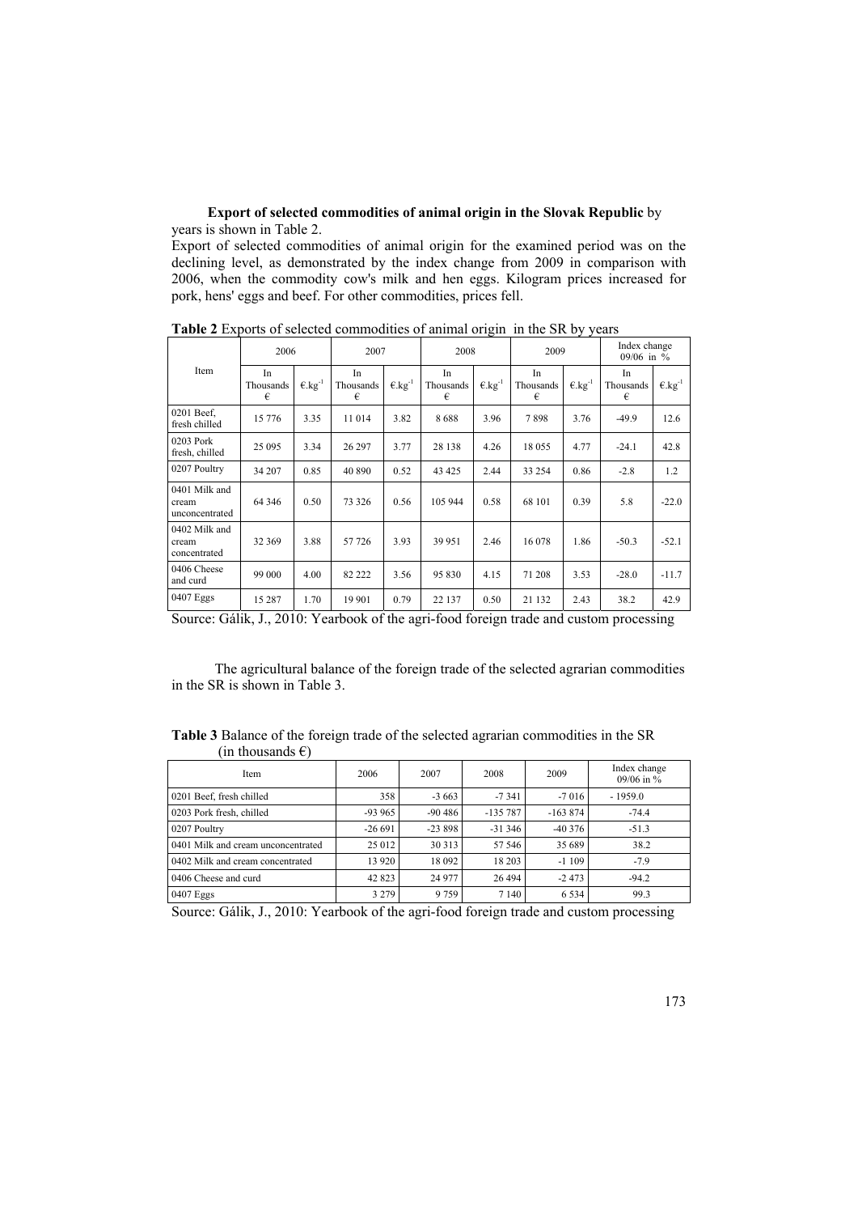**Export of selected commodities of animal origin in the Slovak Republic** by years is shown in Table 2.

Export of selected commodities of animal origin for the examined period was on the declining level, as demonstrated by the index change from 2009 in comparison with 2006, when the commodity cow's milk and hen eggs. Kilogram prices increased for pork, hens' eggs and beef. For other commodities, prices fell.

**Table 2** Exports of selected commodities of animal origin in the SR by years

| Item | 2006 | | 2007 | | 2008 | | 2009 | | Index change 09/06 in % | |
|---|---|---|---|---|---|---|---|---|---|---|
| | In Thousands € | €.kg$^{-1}$ | In Thousands € | €.kg$^{-1}$ | In Thousands € | €.kg$^{-1}$ | In Thousands € | €.kg$^{-1}$ | In Thousands € | €.kg$^{-1}$ |
| 0201 Beef, fresh chilled | 15 776 | 3.35 | 11 014 | 3.82 | 8 688 | 3.96 | 7 898 | 3.76 | -49.9 | 12.6 |
| 0203 Pork fresh, chilled | 25 095 | 3.34 | 26 297 | 3.77 | 28 138 | 4.26 | 18 055 | 4.77 | -24.1 | 42.8 |
| 0207 Poultry | 34 207 | 0.85 | 40 890 | 0.52 | 43 425 | 2.44 | 33 254 | 0.86 | -2.8 | 1.2 |
| 0401 Milk and cream unconcentrated | 64 346 | 0.50 | 73 326 | 0.56 | 105 944 | 0.58 | 68 101 | 0.39 | 5.8 | -22.0 |
| 0402 Milk and cream concentrated | 32 369 | 3.88 | 57 726 | 3.93 | 39 951 | 2.46 | 16 078 | 1.86 | -50.3 | -52.1 |
| 0406 Cheese and curd | 99 000 | 4.00 | 82 222 | 3.56 | 95 830 | 4.15 | 71 208 | 3.53 | -28.0 | -11.7 |
| 0407 Eggs | 15 287 | 1.70 | 19 901 | 0.79 | 22 137 | 0.50 | 21 132 | 2.43 | 38.2 | 42.9 |

Source: Gálik, J., 2010: Yearbook of the agri-food foreign trade and custom processing

The agricultural balance of the foreign trade of the selected agrarian commodities in the SR is shown in Table 3.

**Table 3** Balance of the foreign trade of the selected agrarian commodities in the SR (in thousands €)

| Item | 2006 | 2007 | 2008 | 2009 | Index change 09/06 in % |
|---|---|---|---|---|---|
| 0201 Beef, fresh chilled | 358 | -3 663 | -7 341 | -7 016 | - 1959.0 |
| 0203 Pork fresh, chilled | -93 965 | -90 486 | -135 787 | -163 874 | -74.4 |
| 0207 Poultry | -26 691 | -23 898 | -31 346 | -40 376 | -51.3 |
| 0401 Milk and cream unconcentrated | 25 012 | 30 313 | 57 546 | 35 689 | 38.2 |
| 0402 Milk and cream concentrated | 13 920 | 18 092 | 18 203 | -1 109 | -7.9 |
| 0406 Cheese and curd | 42 823 | 24 977 | 26 494 | -2 473 | -94.2 |
| 0407 Eggs | 3 279 | 9 759 | 7 140 | 6 534 | 99.3 |

Source: Gálik, J., 2010: Yearbook of the agri-food foreign trade and custom processing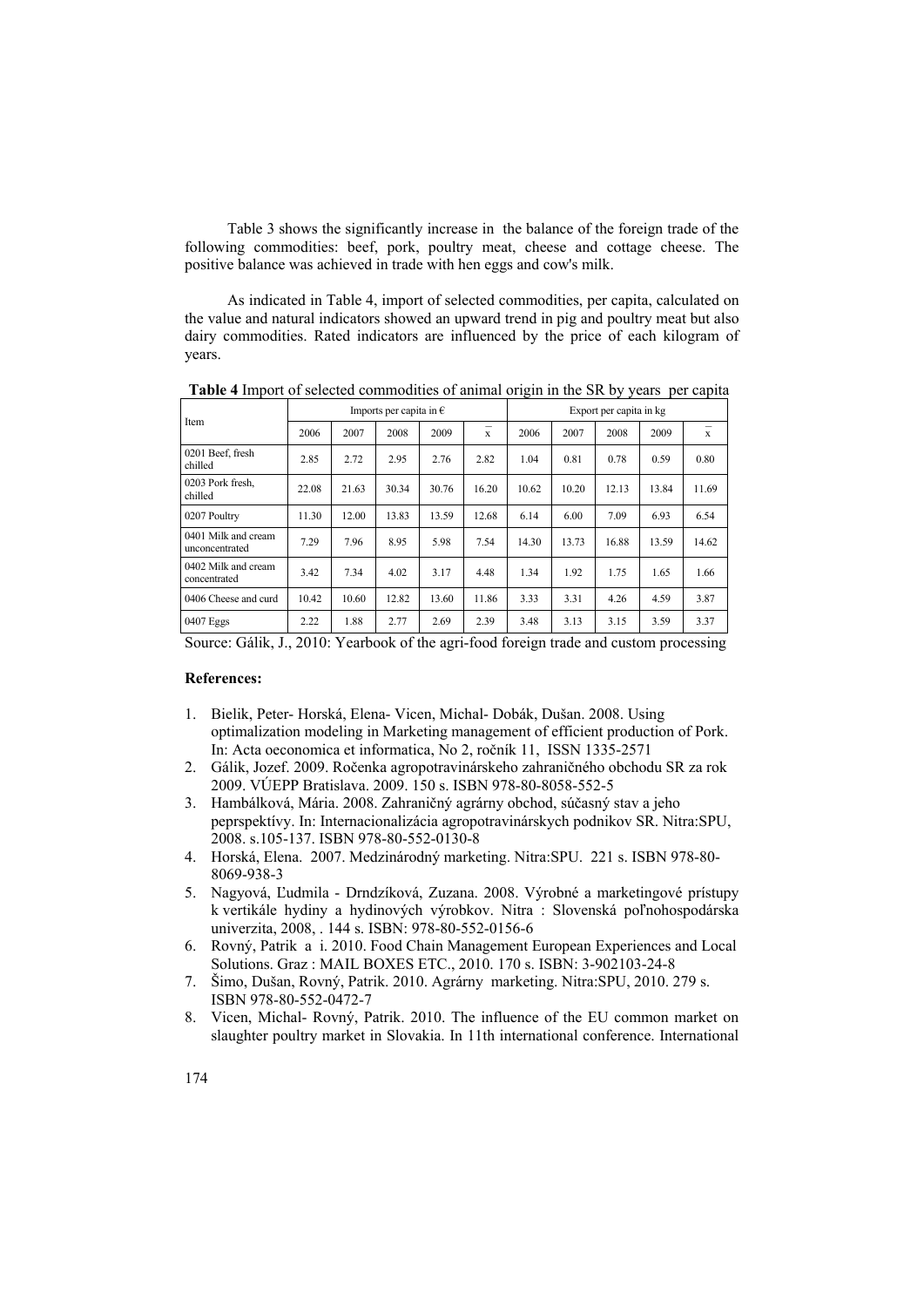Table 3 shows the significantly increase in the balance of the foreign trade of the following commodities: beef, pork, poultry meat, cheese and cottage cheese. The positive balance was achieved in trade with hen eggs and cow's milk.

As indicated in Table 4, import of selected commodities, per capita, calculated on the value and natural indicators showed an upward trend in pig and poultry meat but also dairy commodities. Rated indicators are influenced by the price of each kilogram of years.

**Table 4** Import of selected commodities of animal origin in the SR by years per capita

| Item | Imports per capita in € | | | | | Export per capita in kg | | | | |
|---|---|---|---|---|---|---|---|---|---|---|
| | 2006 | 2007 | 2008 | 2009 | $\bar{x}$ | 2006 | 2007 | 2008 | 2009 | $\bar{x}$ |
| 0201 Beef, fresh chilled | 2.85 | 2.72 | 2.95 | 2.76 | 2.82 | 1.04 | 0.81 | 0.78 | 0.59 | 0.80 |
| 0203 Pork fresh, chilled | 22.08 | 21.63 | 30.34 | 30.76 | 16.20 | 10.62 | 10.20 | 12.13 | 13.84 | 11.69 |
| 0207 Poultry | 11.30 | 12.00 | 13.83 | 13.59 | 12.68 | 6.14 | 6.00 | 7.09 | 6.93 | 6.54 |
| 0401 Milk and cream unconcentrated | 7.29 | 7.96 | 8.95 | 5.98 | 7.54 | 14.30 | 13.73 | 16.88 | 13.59 | 14.62 |
| 0402 Milk and cream concentrated | 3.42 | 7.34 | 4.02 | 3.17 | 4.48 | 1.34 | 1.92 | 1.75 | 1.65 | 1.66 |
| 0406 Cheese and curd | 10.42 | 10.60 | 12.82 | 13.60 | 11.86 | 3.33 | 3.31 | 4.26 | 4.59 | 3.87 |
| 0407 Eggs | 2.22 | 1.88 | 2.77 | 2.69 | 2.39 | 3.48 | 3.13 | 3.15 | 3.59 | 3.37 |

Source: Gálik, J., 2010: Yearbook of the agri-food foreign trade and custom processing

**References:**

1. Bielik, Peter- Horská, Elena- Vicen, Michal- Dobák, Dušan. 2008. Using optimalization modeling in Marketing management of efficient production of Pork. In: Acta oeconomica et informatica, No 2, ročník 11, ISSN 1335-2571
2. Gálik, Jozef. 2009. Ročenka agropotravinárskeho zahraničného obchodu SR za rok 2009. VÚEPP Bratislava. 2009. 150 s. ISBN 978-80-8058-552-5
3. Hambálková, Mária. 2008. Zahraničný agrárny obchod, súčasný stav a jeho peprspektívy. In: Internacionalizácia agropotravinárskych podnikov SR. Nitra:SPU, 2008. s.105-137. ISBN 978-80-552-0130-8
4. Horská, Elena. 2007. Medzinárodný marketing. Nitra:SPU. 221 s. ISBN 978-80-8069-938-3
5. Nagyová, Ľudmila - Drndzíková, Zuzana. 2008. Výrobné a marketingové prístupy k vertikále hydiny a hydinových výrobkov. Nitra : Slovenská poľnohospodárska univerzita, 2008, . 144 s. ISBN: 978-80-552-0156-6
6. Rovný, Patrik a i. 2010. Food Chain Management European Experiences and Local Solutions. Graz : MAIL BOXES ETC., 2010. 170 s. ISBN: 3-902103-24-8
7. Šimo, Dušan, Rovný, Patrik. 2010. Agrárny marketing. Nitra:SPU, 2010. 279 s. ISBN 978-80-552-0472-7
8. Vicen, Michal- Rovný, Patrik. 2010. The influence of the EU common market on slaughter poultry market in Slovakia. In 11th international conference. International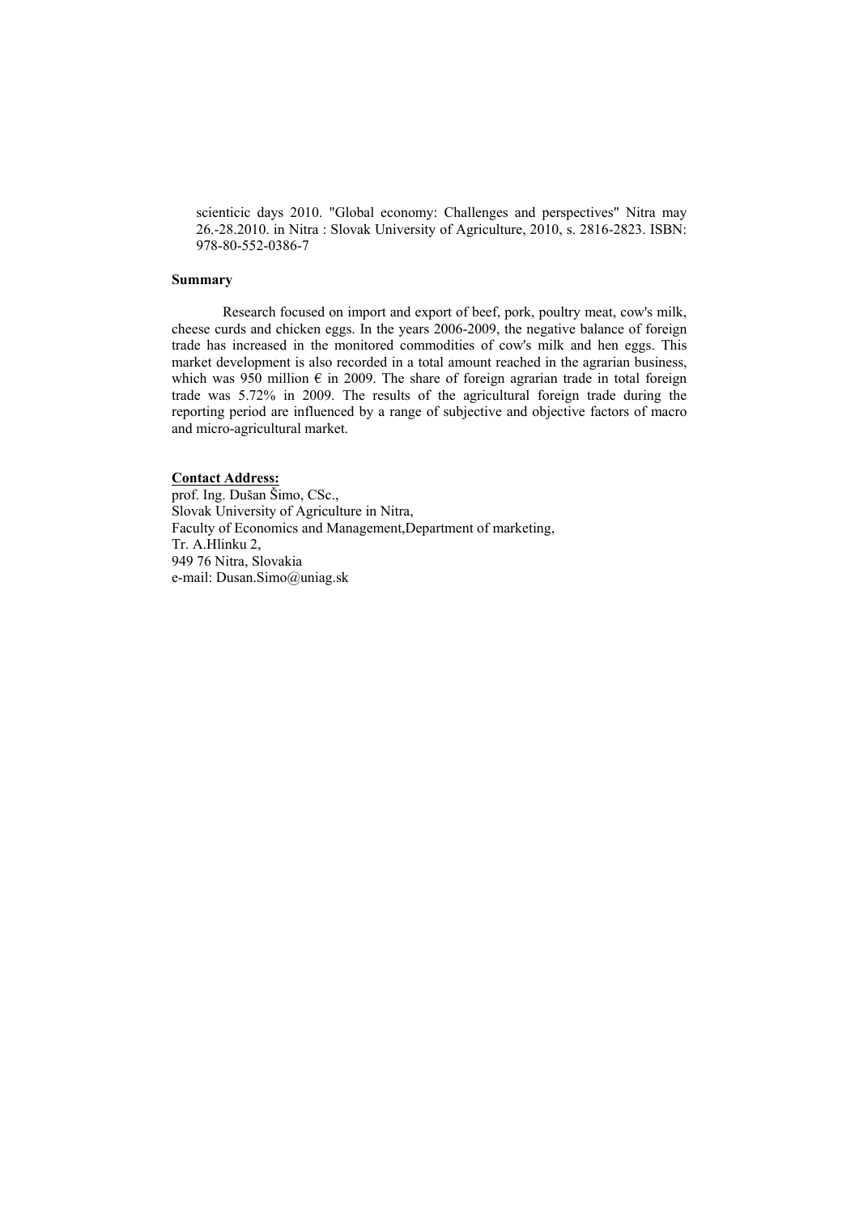scienticic days 2010. "Global economy: Challenges and perspectives" Nitra may 26.-28.2010. in Nitra : Slovak University of Agriculture, 2010, s. 2816-2823. ISBN: 978-80-552-0386-7

**Summary**

Research focused on import and export of beef, pork, poultry meat, cow's milk, cheese curds and chicken eggs. In the years 2006-2009, the negative balance of foreign trade has increased in the monitored commodities of cow's milk and hen eggs. This market development is also recorded in a total amount reached in the agrarian business, which was 950 million € in 2009. The share of foreign agrarian trade in total foreign trade was 5.72% in 2009. The results of the agricultural foreign trade during the reporting period are influenced by a range of subjective and objective factors of macro and micro-agricultural market.

**Contact Address:**

prof. Ing. Dušan Šimo, CSc.,
Slovak University of Agriculture in Nitra,
Faculty of Economics and Management,Department of marketing,
Tr. A.Hlinku 2,
949 76 Nitra, Slovakia
e-mail: Dusan.Simo@uniag.sk